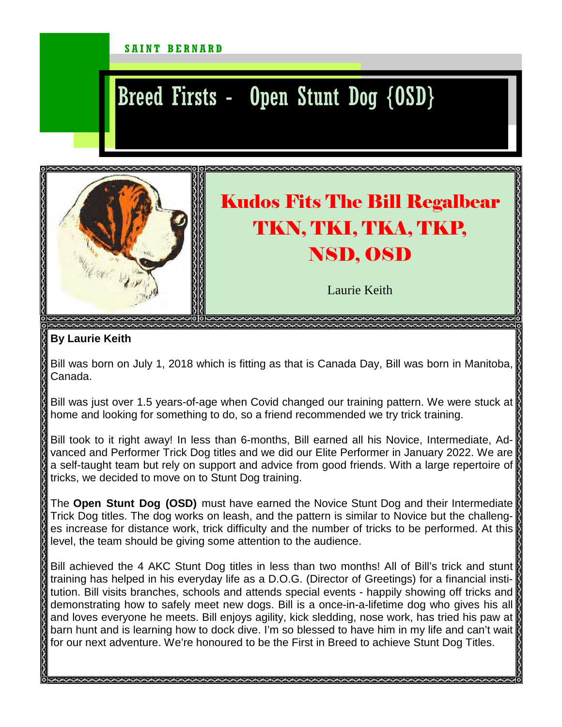SAINT BERNARD

# Breed Firsts - Open Stunt Dog {OSD}

## Kudos Fits The Bill Regalbear TKN, TKI, TKA, TKP, NSD, OSD

Laurie Keith

**By Laurie Keith**

Bill was born on July 1, 2018 which is fitting as that is Canada Day, Bill was born in Manitoba, Canada.

Bill was just over 1.5 years-of-age when Covid changed our training pattern. We were stuck at home and looking for something to do, so a friend recommended we try trick training.

Bill took to it right away! In less than 6-months, Bill earned all his Novice, Intermediate, Advanced and Performer Trick Dog titles and we did our Elite Performer in January 2022. We are a self-taught team but rely on support and advice from good friends. With a large repertoire of tricks, we decided to move on to Stunt Dog training.

The **Open Stunt Dog (OSD)** must have earned the Novice Stunt Dog and their Intermediate Trick Dog titles. The dog works on leash, and the pattern is similar to Novice but the challenges increase for distance work, trick difficulty and the number of tricks to be performed. At this level, the team should be giving some attention to the audience.

Bill achieved the 4 AKC Stunt Dog titles in less than two months! All of Bill's trick and stunt training has helped in his everyday life as a D.O.G. (Director of Greetings) for a financial institution. Bill visits branches, schools and attends special events - happily showing off tricks and demonstrating how to safely meet new dogs. Bill is a once-in-a-lifetime dog who gives his all and loves everyone he meets. Bill enjoys agility, kick sledding, nose work, has tried his paw at barn hunt and is learning how to dock dive. I'm so blessed to have him in my life and can't wait for our next adventure. We're honoured to be the First in Breed to achieve Stunt Dog Titles.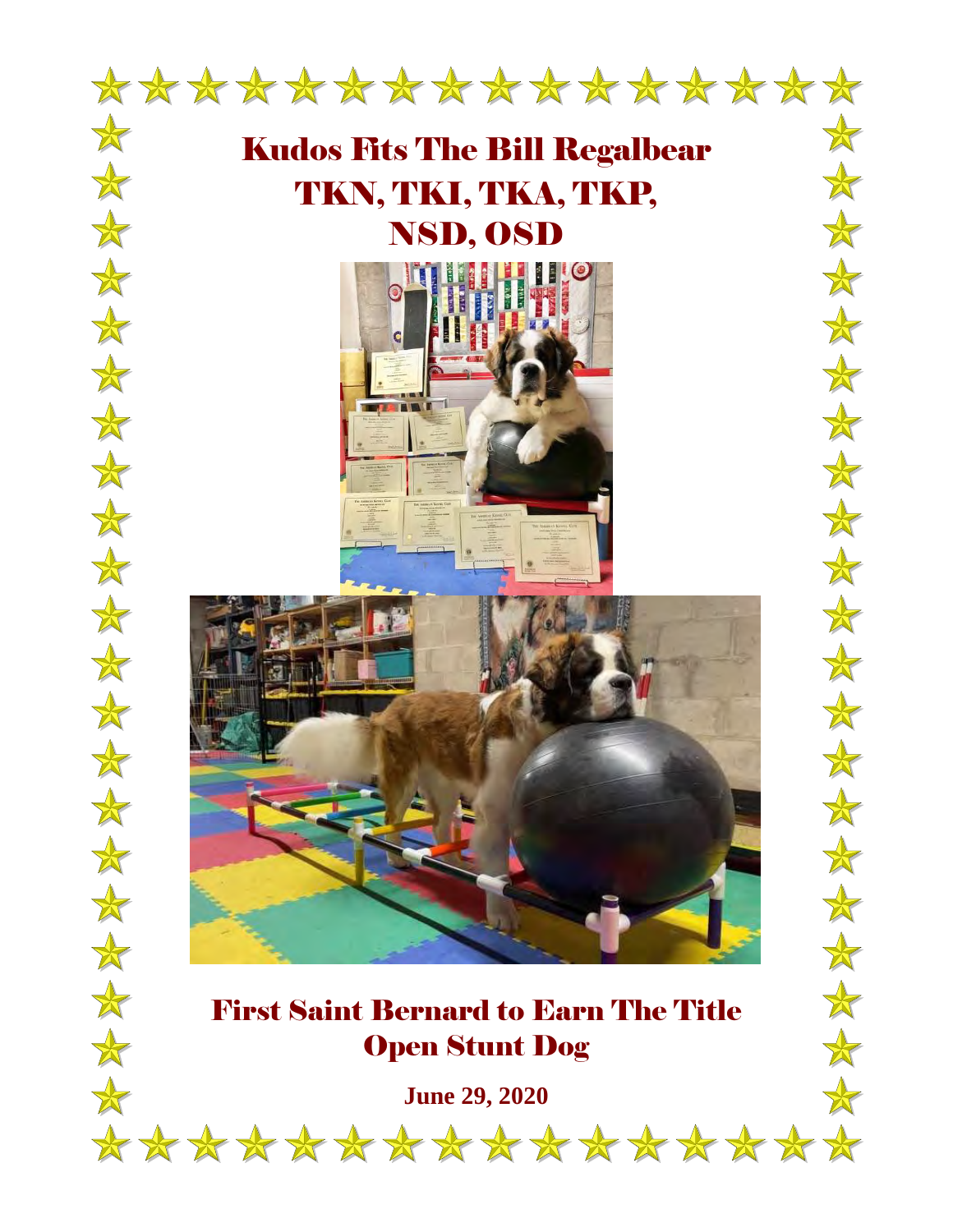# Kudos Fits The Bill Regalbear
# TKN, TKI, TKA, TKP, NSD, OSD

## First Saint Bernard to Earn The Title Open Stunt Dog

**June 29, 2020**